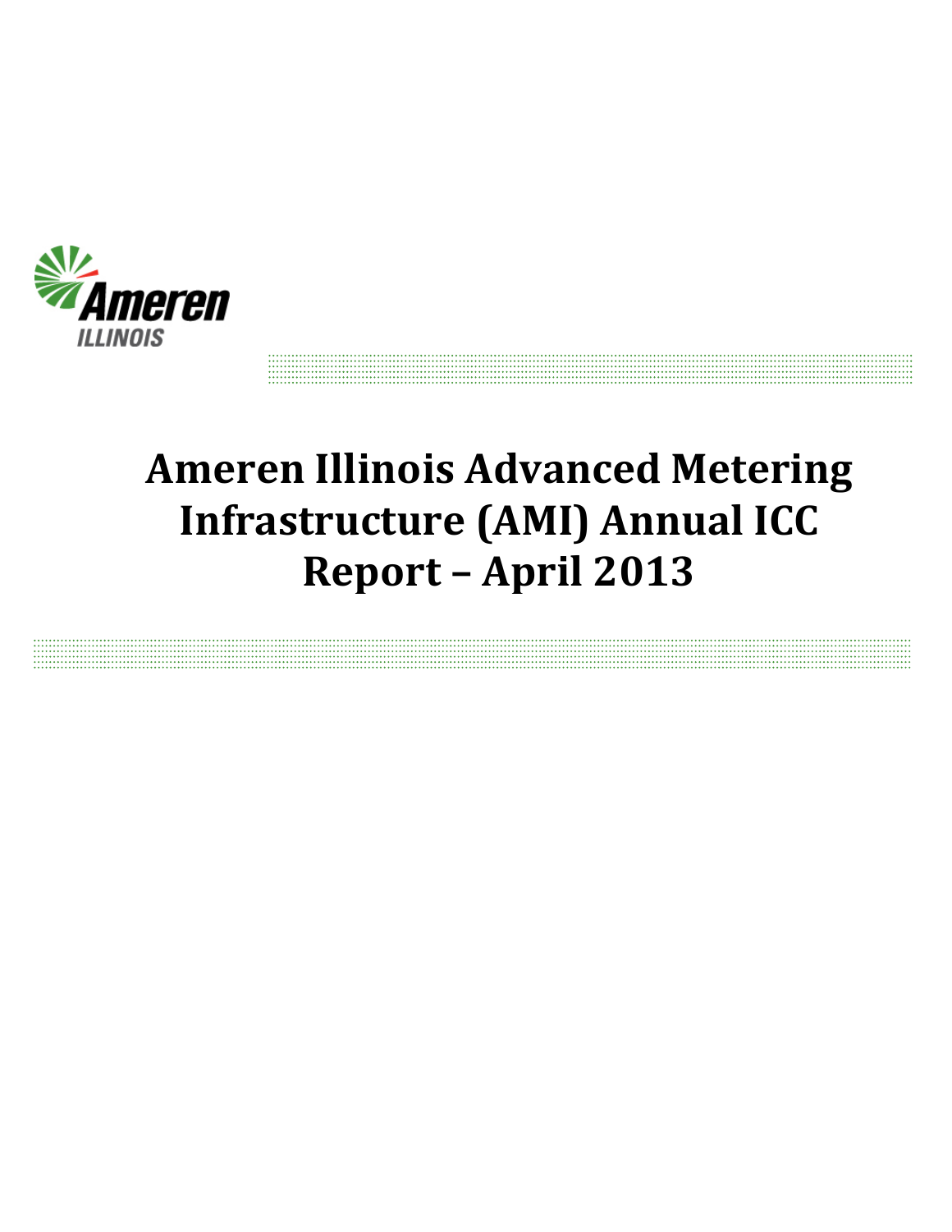Ameren

ILLINOIS

# Ameren Illinois Advanced Metering Infrastructure (AMI) Annual ICC Report – April 2013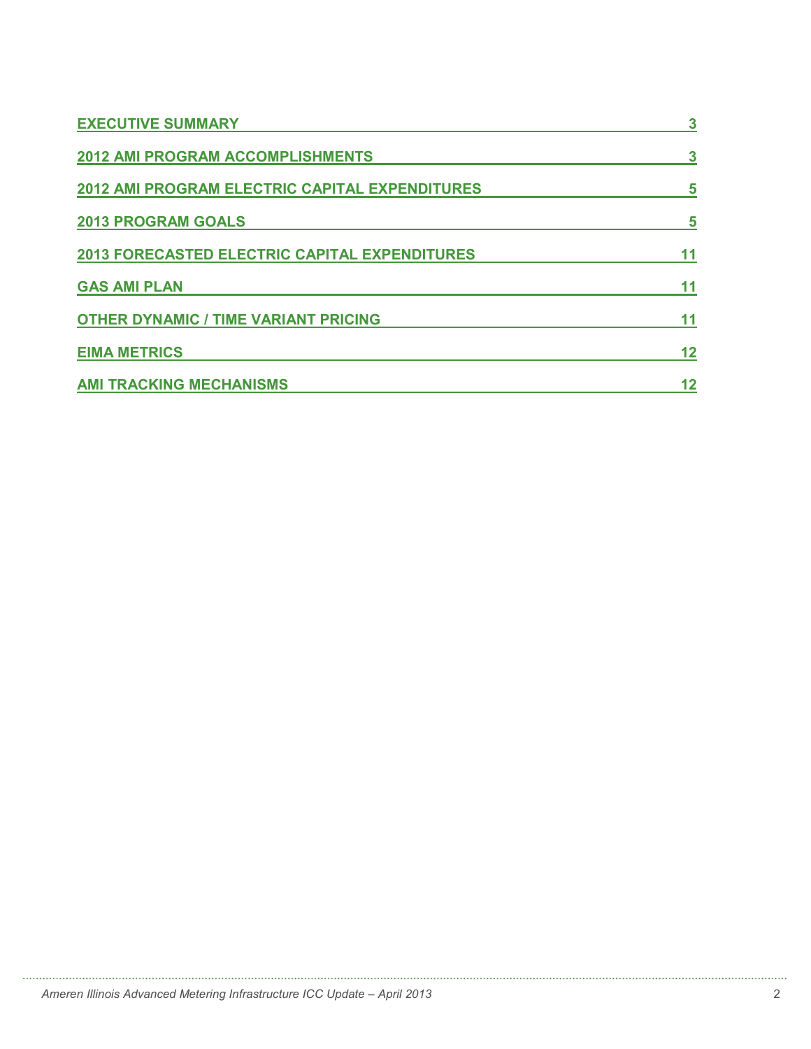| | |
|---|---|
| **EXECUTIVE SUMMARY** | **3** |
| **2012 AMI PROGRAM ACCOMPLISHMENTS** | **3** |
| **2012 AMI PROGRAM ELECTRIC CAPITAL EXPENDITURES** | **5** |
| **2013 PROGRAM GOALS** | **5** |
| **2013 FORECASTED ELECTRIC CAPITAL EXPENDITURES** | **11** |
| **GAS AMI PLAN** | **11** |
| **OTHER DYNAMIC / TIME VARIANT PRICING** | **11** |
| **EIMA METRICS** | **12** |
| **AMI TRACKING MECHANISMS** | **12** |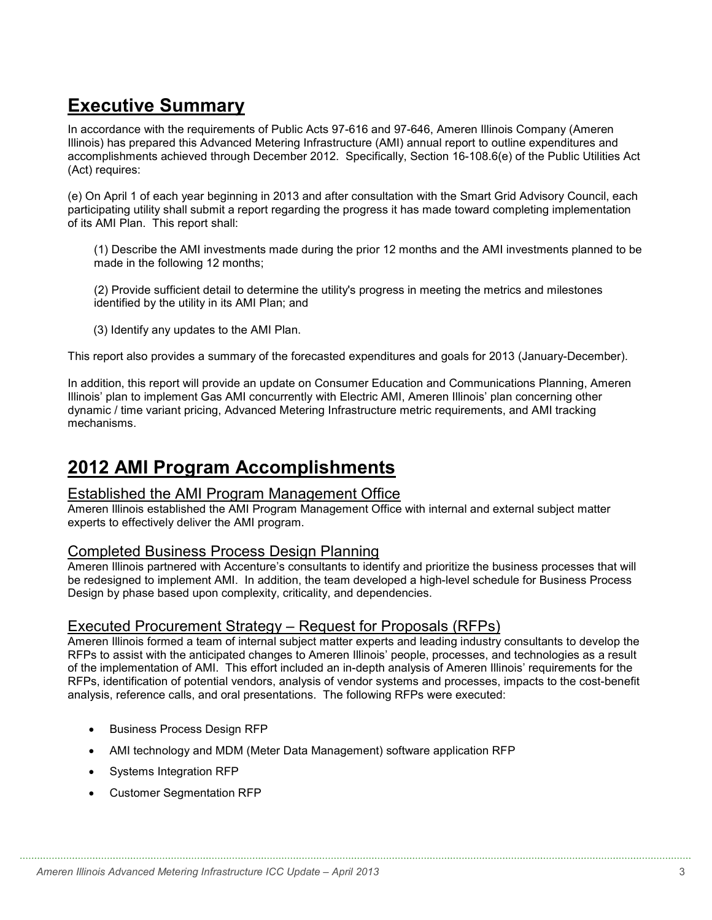# Executive Summary

In accordance with the requirements of Public Acts 97-616 and 97-646, Ameren Illinois Company (Ameren Illinois) has prepared this Advanced Metering Infrastructure (AMI) annual report to outline expenditures and accomplishments achieved through December 2012. Specifically, Section 16-108.6(e) of the Public Utilities Act (Act) requires:

(e) On April 1 of each year beginning in 2013 and after consultation with the Smart Grid Advisory Council, each participating utility shall submit a report regarding the progress it has made toward completing implementation of its AMI Plan. This report shall:

> (1) Describe the AMI investments made during the prior 12 months and the AMI investments planned to be made in the following 12 months;
>
> (2) Provide sufficient detail to determine the utility's progress in meeting the metrics and milestones identified by the utility in its AMI Plan; and
>
> (3) Identify any updates to the AMI Plan.

This report also provides a summary of the forecasted expenditures and goals for 2013 (January-December).

In addition, this report will provide an update on Consumer Education and Communications Planning, Ameren Illinois' plan to implement Gas AMI concurrently with Electric AMI, Ameren Illinois' plan concerning other dynamic / time variant pricing, Advanced Metering Infrastructure metric requirements, and AMI tracking mechanisms.

# 2012 AMI Program Accomplishments

## Established the AMI Program Management Office

Ameren Illinois established the AMI Program Management Office with internal and external subject matter experts to effectively deliver the AMI program.

## Completed Business Process Design Planning

Ameren Illinois partnered with Accenture's consultants to identify and prioritize the business processes that will be redesigned to implement AMI. In addition, the team developed a high-level schedule for Business Process Design by phase based upon complexity, criticality, and dependencies.

## Executed Procurement Strategy – Request for Proposals (RFPs)

Ameren Illinois formed a team of internal subject matter experts and leading industry consultants to develop the RFPs to assist with the anticipated changes to Ameren Illinois' people, processes, and technologies as a result of the implementation of AMI. This effort included an in-depth analysis of Ameren Illinois' requirements for the RFPs, identification of potential vendors, analysis of vendor systems and processes, impacts to the cost-benefit analysis, reference calls, and oral presentations. The following RFPs were executed:

- Business Process Design RFP
- AMI technology and MDM (Meter Data Management) software application RFP
- Systems Integration RFP
- Customer Segmentation RFP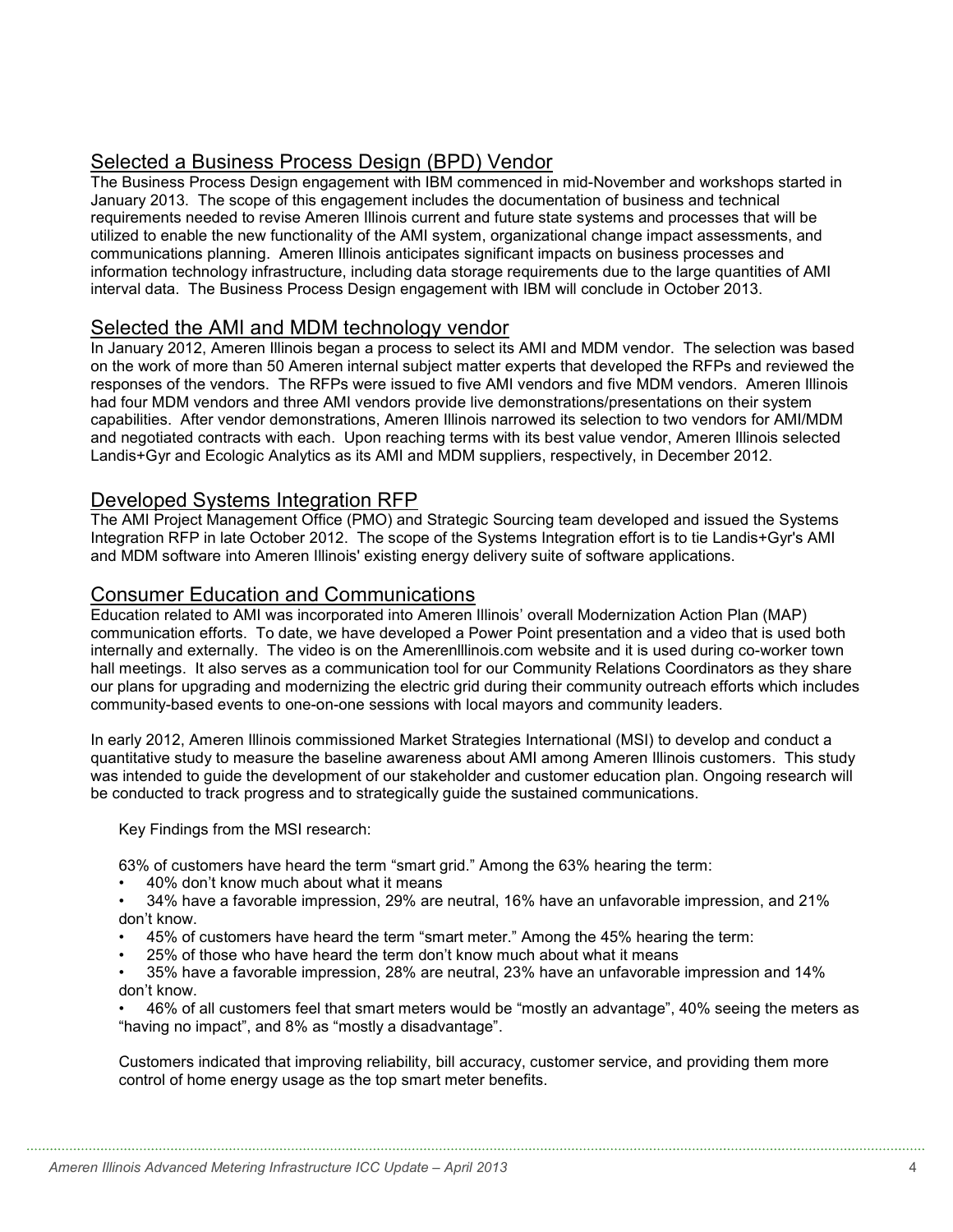## Selected a Business Process Design (BPD) Vendor

The Business Process Design engagement with IBM commenced in mid-November and workshops started in January 2013. The scope of this engagement includes the documentation of business and technical requirements needed to revise Ameren Illinois current and future state systems and processes that will be utilized to enable the new functionality of the AMI system, organizational change impact assessments, and communications planning. Ameren Illinois anticipates significant impacts on business processes and information technology infrastructure, including data storage requirements due to the large quantities of AMI interval data. The Business Process Design engagement with IBM will conclude in October 2013.

## Selected the AMI and MDM technology vendor

In January 2012, Ameren Illinois began a process to select its AMI and MDM vendor. The selection was based on the work of more than 50 Ameren internal subject matter experts that developed the RFPs and reviewed the responses of the vendors. The RFPs were issued to five AMI vendors and five MDM vendors. Ameren Illinois had four MDM vendors and three AMI vendors provide live demonstrations/presentations on their system capabilities. After vendor demonstrations, Ameren Illinois narrowed its selection to two vendors for AMI/MDM and negotiated contracts with each. Upon reaching terms with its best value vendor, Ameren Illinois selected Landis+Gyr and Ecologic Analytics as its AMI and MDM suppliers, respectively, in December 2012.

## Developed Systems Integration RFP

The AMI Project Management Office (PMO) and Strategic Sourcing team developed and issued the Systems Integration RFP in late October 2012. The scope of the Systems Integration effort is to tie Landis+Gyr's AMI and MDM software into Ameren Illinois' existing energy delivery suite of software applications.

## Consumer Education and Communications

Education related to AMI was incorporated into Ameren Illinois' overall Modernization Action Plan (MAP) communication efforts. To date, we have developed a Power Point presentation and a video that is used both internally and externally. The video is on the AmerenIllinois.com website and it is used during co-worker town hall meetings. It also serves as a communication tool for our Community Relations Coordinators as they share our plans for upgrading and modernizing the electric grid during their community outreach efforts which includes community-based events to one-on-one sessions with local mayors and community leaders.

In early 2012, Ameren Illinois commissioned Market Strategies International (MSI) to develop and conduct a quantitative study to measure the baseline awareness about AMI among Ameren Illinois customers. This study was intended to guide the development of our stakeholder and customer education plan. Ongoing research will be conducted to track progress and to strategically guide the sustained communications.

Key Findings from the MSI research:

63% of customers have heard the term "smart grid." Among the 63% hearing the term:

- 40% don't know much about what it means
- 34% have a favorable impression, 29% are neutral, 16% have an unfavorable impression, and 21% don't know.
- 45% of customers have heard the term "smart meter." Among the 45% hearing the term:
- 25% of those who have heard the term don't know much about what it means
- 35% have a favorable impression, 28% are neutral, 23% have an unfavorable impression and 14% don't know.
- 46% of all customers feel that smart meters would be "mostly an advantage", 40% seeing the meters as "having no impact", and 8% as "mostly a disadvantage".

Customers indicated that improving reliability, bill accuracy, customer service, and providing them more control of home energy usage as the top smart meter benefits.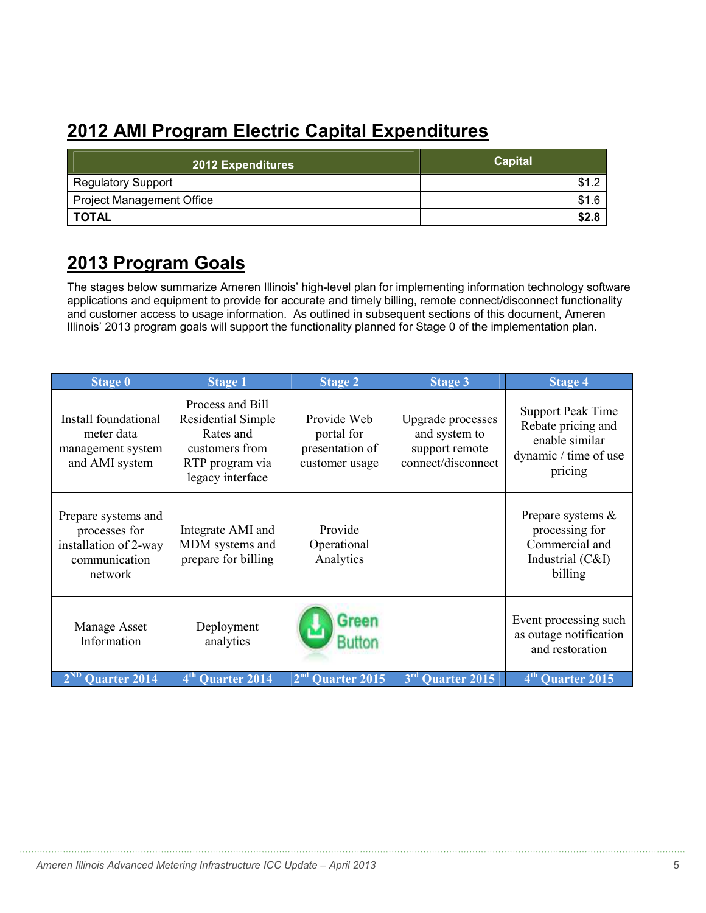## 2012 AMI Program Electric Capital Expenditures

| 2012 Expenditures | Capital |
|---|---|
| Regulatory Support | $1.2 |
| Project Management Office | $1.6 |
| **TOTAL** | **$2.8** |

## 2013 Program Goals

The stages below summarize Ameren Illinois' high-level plan for implementing information technology software applications and equipment to provide for accurate and timely billing, remote connect/disconnect functionality and customer access to usage information. As outlined in subsequent sections of this document, Ameren Illinois' 2013 program goals will support the functionality planned for Stage 0 of the implementation plan.

| Stage 0 | Stage 1 | Stage 2 | Stage 3 | Stage 4 |
|---|---|---|---|---|
| Install foundational meter data management system and AMI system | Process and Bill Residential Simple Rates and customers from RTP program via legacy interface | Provide Web portal for presentation of customer usage | Upgrade processes and system to support remote connect/disconnect | Support Peak Time Rebate pricing and enable similar dynamic / time of use pricing |
| Prepare systems and processes for installation of 2-way communication network | Integrate AMI and MDM systems and prepare for billing | Provide Operational Analytics | | Prepare systems & processing for Commercial and Industrial (C&I) billing |
| Manage Asset Information | Deployment analytics | Green Button | | Event processing such as outage notification and restoration |
| 2ND Quarter 2014 | 4th Quarter 2014 | 2nd Quarter 2015 | 3rd Quarter 2015 | 4th Quarter 2015 |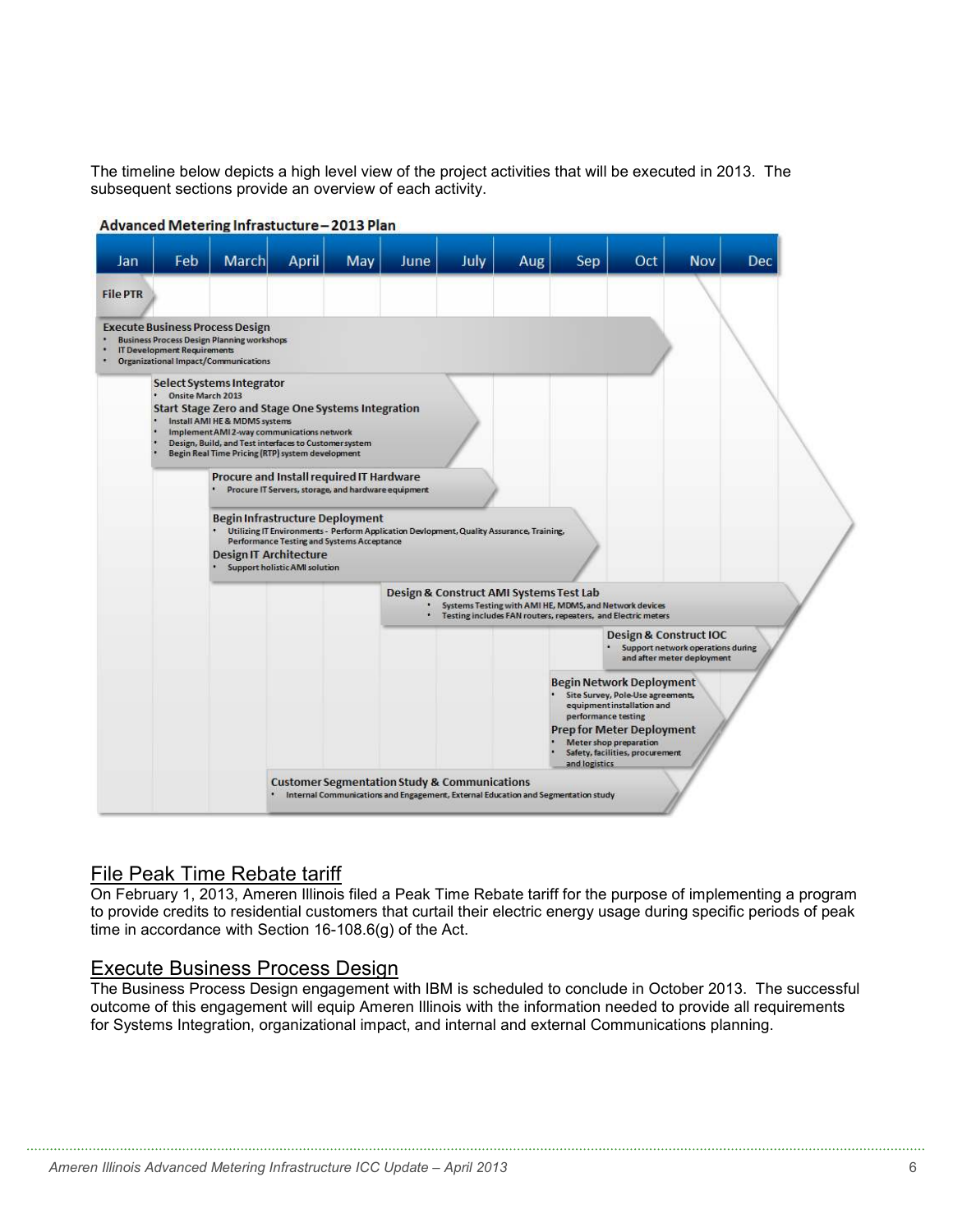The timeline below depicts a high level view of the project activities that will be executed in 2013. The subsequent sections provide an overview of each activity.

**Advanced Metering Infrastucture – 2013 Plan**

| Jan | Feb | March | April | May | June | July | Aug | Sep | Oct | Nov | Dec |
|---|---|---|---|---|---|---|---|---|---|---|---|

**File PTR**

**Execute Business Process Design**
- Business Process Design Planning workshops
- IT Development Requirements
- Organizational Impact/Communications

**Select Systems Integrator**
- Onsite March 2013

**Start Stage Zero and Stage One Systems Integration**
- Install AMI HE & MDMS systems
- Implement AMI 2-way communications network
- Design, Build, and Test interfaces to Customer system
- Begin Real Time Pricing (RTP) system development

**Procure and Install required IT Hardware**
- Procure IT Servers, storage, and hardware equipment

**Begin Infrastructure Deployment**
- Utilizing IT Environments - Perform Application Devlopment, Quality Assurance, Training, Performance Testing and Systems Acceptance

**Design IT Architecture**
- Support holistic AMI solution

**Design & Construct AMI Systems Test Lab**
- Systems Testing with AMI HE, MDMS, and Network devices
- Testing includes FAN routers, repeaters, and Electric meters

**Design & Construct IOC**
- Support network operations during and after meter deployment

**Begin Network Deployment**
- Site Survey, Pole-Use agreements, equipment installation and performance testing

**Prep for Meter Deployment**
- Meter shop preparation
- Safety, facilities, procurement and logistics

**Customer Segmentation Study & Communications**
- Internal Communications and Engagement, External Education and Segmentation study

## File Peak Time Rebate tariff

On February 1, 2013, Ameren Illinois filed a Peak Time Rebate tariff for the purpose of implementing a program to provide credits to residential customers that curtail their electric energy usage during specific periods of peak time in accordance with Section 16-108.6(g) of the Act.

## Execute Business Process Design

The Business Process Design engagement with IBM is scheduled to conclude in October 2013. The successful outcome of this engagement will equip Ameren Illinois with the information needed to provide all requirements for Systems Integration, organizational impact, and internal and external Communications planning.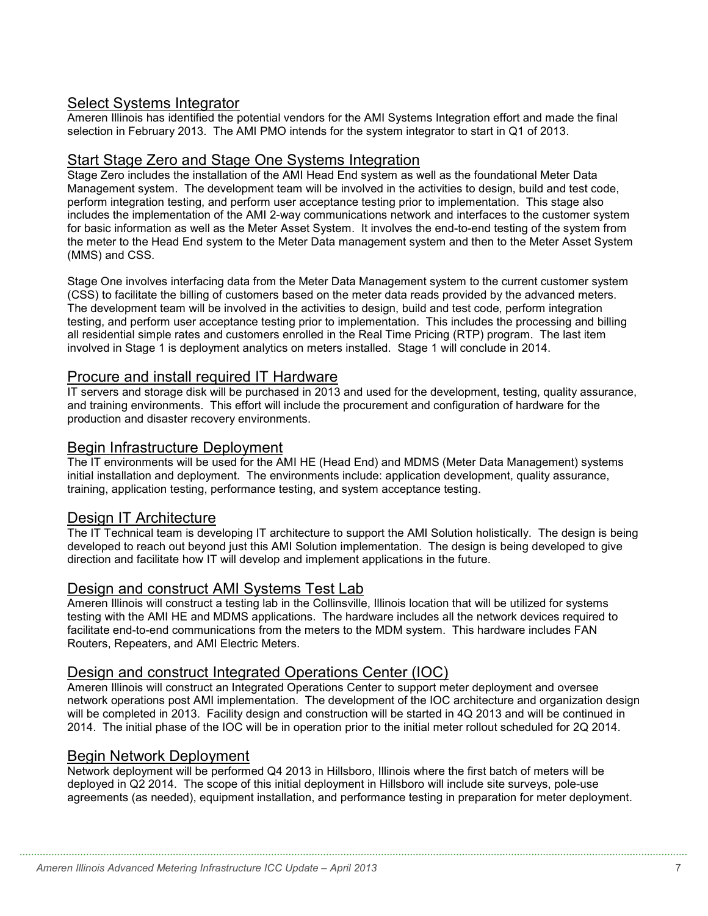## Select Systems Integrator

Ameren Illinois has identified the potential vendors for the AMI Systems Integration effort and made the final selection in February 2013. The AMI PMO intends for the system integrator to start in Q1 of 2013.

## Start Stage Zero and Stage One Systems Integration

Stage Zero includes the installation of the AMI Head End system as well as the foundational Meter Data Management system. The development team will be involved in the activities to design, build and test code, perform integration testing, and perform user acceptance testing prior to implementation. This stage also includes the implementation of the AMI 2-way communications network and interfaces to the customer system for basic information as well as the Meter Asset System. It involves the end-to-end testing of the system from the meter to the Head End system to the Meter Data management system and then to the Meter Asset System (MMS) and CSS.

Stage One involves interfacing data from the Meter Data Management system to the current customer system (CSS) to facilitate the billing of customers based on the meter data reads provided by the advanced meters. The development team will be involved in the activities to design, build and test code, perform integration testing, and perform user acceptance testing prior to implementation. This includes the processing and billing all residential simple rates and customers enrolled in the Real Time Pricing (RTP) program. The last item involved in Stage 1 is deployment analytics on meters installed. Stage 1 will conclude in 2014.

## Procure and install required IT Hardware

IT servers and storage disk will be purchased in 2013 and used for the development, testing, quality assurance, and training environments. This effort will include the procurement and configuration of hardware for the production and disaster recovery environments.

## Begin Infrastructure Deployment

The IT environments will be used for the AMI HE (Head End) and MDMS (Meter Data Management) systems initial installation and deployment. The environments include: application development, quality assurance, training, application testing, performance testing, and system acceptance testing.

## Design IT Architecture

The IT Technical team is developing IT architecture to support the AMI Solution holistically. The design is being developed to reach out beyond just this AMI Solution implementation. The design is being developed to give direction and facilitate how IT will develop and implement applications in the future.

## Design and construct AMI Systems Test Lab

Ameren Illinois will construct a testing lab in the Collinsville, Illinois location that will be utilized for systems testing with the AMI HE and MDMS applications. The hardware includes all the network devices required to facilitate end-to-end communications from the meters to the MDM system. This hardware includes FAN Routers, Repeaters, and AMI Electric Meters.

## Design and construct Integrated Operations Center (IOC)

Ameren Illinois will construct an Integrated Operations Center to support meter deployment and oversee network operations post AMI implementation. The development of the IOC architecture and organization design will be completed in 2013. Facility design and construction will be started in 4Q 2013 and will be continued in 2014. The initial phase of the IOC will be in operation prior to the initial meter rollout scheduled for 2Q 2014.

## Begin Network Deployment

Network deployment will be performed Q4 2013 in Hillsboro, Illinois where the first batch of meters will be deployed in Q2 2014. The scope of this initial deployment in Hillsboro will include site surveys, pole-use agreements (as needed), equipment installation, and performance testing in preparation for meter deployment.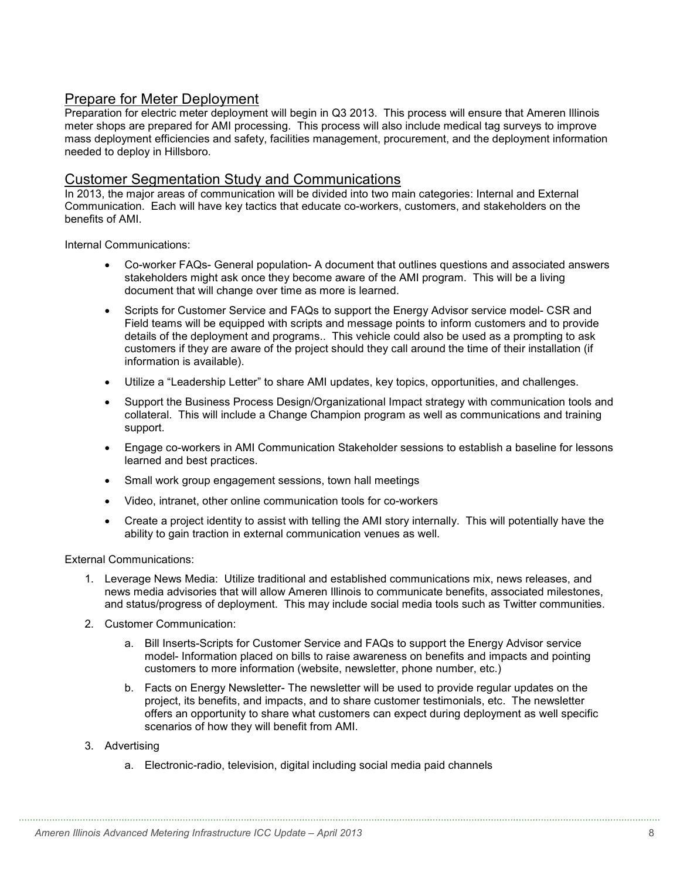## Prepare for Meter Deployment

Preparation for electric meter deployment will begin in Q3 2013. This process will ensure that Ameren Illinois meter shops are prepared for AMI processing. This process will also include medical tag surveys to improve mass deployment efficiencies and safety, facilities management, procurement, and the deployment information needed to deploy in Hillsboro.

## Customer Segmentation Study and Communications

In 2013, the major areas of communication will be divided into two main categories: Internal and External Communication. Each will have key tactics that educate co-workers, customers, and stakeholders on the benefits of AMI.

Internal Communications:

- Co-worker FAQs- General population- A document that outlines questions and associated answers stakeholders might ask once they become aware of the AMI program. This will be a living document that will change over time as more is learned.
- Scripts for Customer Service and FAQs to support the Energy Advisor service model- CSR and Field teams will be equipped with scripts and message points to inform customers and to provide details of the deployment and programs.. This vehicle could also be used as a prompting to ask customers if they are aware of the project should they call around the time of their installation (if information is available).
- Utilize a "Leadership Letter" to share AMI updates, key topics, opportunities, and challenges.
- Support the Business Process Design/Organizational Impact strategy with communication tools and collateral. This will include a Change Champion program as well as communications and training support.
- Engage co-workers in AMI Communication Stakeholder sessions to establish a baseline for lessons learned and best practices.
- Small work group engagement sessions, town hall meetings
- Video, intranet, other online communication tools for co-workers
- Create a project identity to assist with telling the AMI story internally. This will potentially have the ability to gain traction in external communication venues as well.

External Communications:

1. Leverage News Media: Utilize traditional and established communications mix, news releases, and news media advisories that will allow Ameren Illinois to communicate benefits, associated milestones, and status/progress of deployment. This may include social media tools such as Twitter communities.
2. Customer Communication:
   a. Bill Inserts-Scripts for Customer Service and FAQs to support the Energy Advisor service model- Information placed on bills to raise awareness on benefits and impacts and pointing customers to more information (website, newsletter, phone number, etc.)
   b. Facts on Energy Newsletter- The newsletter will be used to provide regular updates on the project, its benefits, and impacts, and to share customer testimonials, etc. The newsletter offers an opportunity to share what customers can expect during deployment as well specific scenarios of how they will benefit from AMI.
3. Advertising
   a. Electronic-radio, television, digital including social media paid channels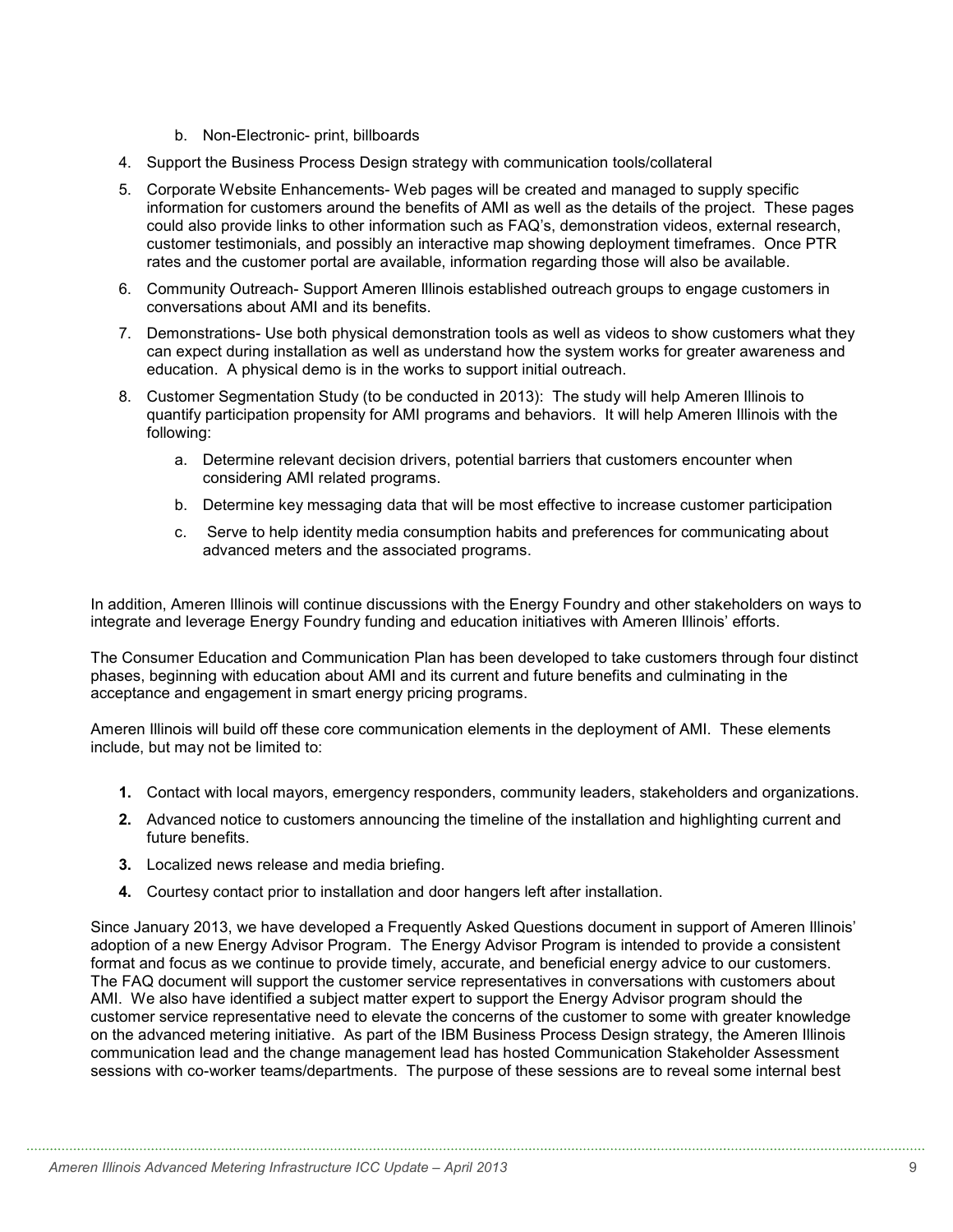b. Non-Electronic- print, billboards

4. Support the Business Process Design strategy with communication tools/collateral
5. Corporate Website Enhancements- Web pages will be created and managed to supply specific information for customers around the benefits of AMI as well as the details of the project. These pages could also provide links to other information such as FAQ's, demonstration videos, external research, customer testimonials, and possibly an interactive map showing deployment timeframes. Once PTR rates and the customer portal are available, information regarding those will also be available.
6. Community Outreach- Support Ameren Illinois established outreach groups to engage customers in conversations about AMI and its benefits.
7. Demonstrations- Use both physical demonstration tools as well as videos to show customers what they can expect during installation as well as understand how the system works for greater awareness and education. A physical demo is in the works to support initial outreach.
8. Customer Segmentation Study (to be conducted in 2013): The study will help Ameren Illinois to quantify participation propensity for AMI programs and behaviors. It will help Ameren Illinois with the following:
    a. Determine relevant decision drivers, potential barriers that customers encounter when considering AMI related programs.
    b. Determine key messaging data that will be most effective to increase customer participation
    c. Serve to help identity media consumption habits and preferences for communicating about advanced meters and the associated programs.

In addition, Ameren Illinois will continue discussions with the Energy Foundry and other stakeholders on ways to integrate and leverage Energy Foundry funding and education initiatives with Ameren Illinois' efforts.

The Consumer Education and Communication Plan has been developed to take customers through four distinct phases, beginning with education about AMI and its current and future benefits and culminating in the acceptance and engagement in smart energy pricing programs.

Ameren Illinois will build off these core communication elements in the deployment of AMI. These elements include, but may not be limited to:

**1.** Contact with local mayors, emergency responders, community leaders, stakeholders and organizations.

**2.** Advanced notice to customers announcing the timeline of the installation and highlighting current and future benefits.

**3.** Localized news release and media briefing.

**4.** Courtesy contact prior to installation and door hangers left after installation.

Since January 2013, we have developed a Frequently Asked Questions document in support of Ameren Illinois' adoption of a new Energy Advisor Program. The Energy Advisor Program is intended to provide a consistent format and focus as we continue to provide timely, accurate, and beneficial energy advice to our customers. The FAQ document will support the customer service representatives in conversations with customers about AMI. We also have identified a subject matter expert to support the Energy Advisor program should the customer service representative need to elevate the concerns of the customer to some with greater knowledge on the advanced metering initiative. As part of the IBM Business Process Design strategy, the Ameren Illinois communication lead and the change management lead has hosted Communication Stakeholder Assessment sessions with co-worker teams/departments. The purpose of these sessions are to reveal some internal best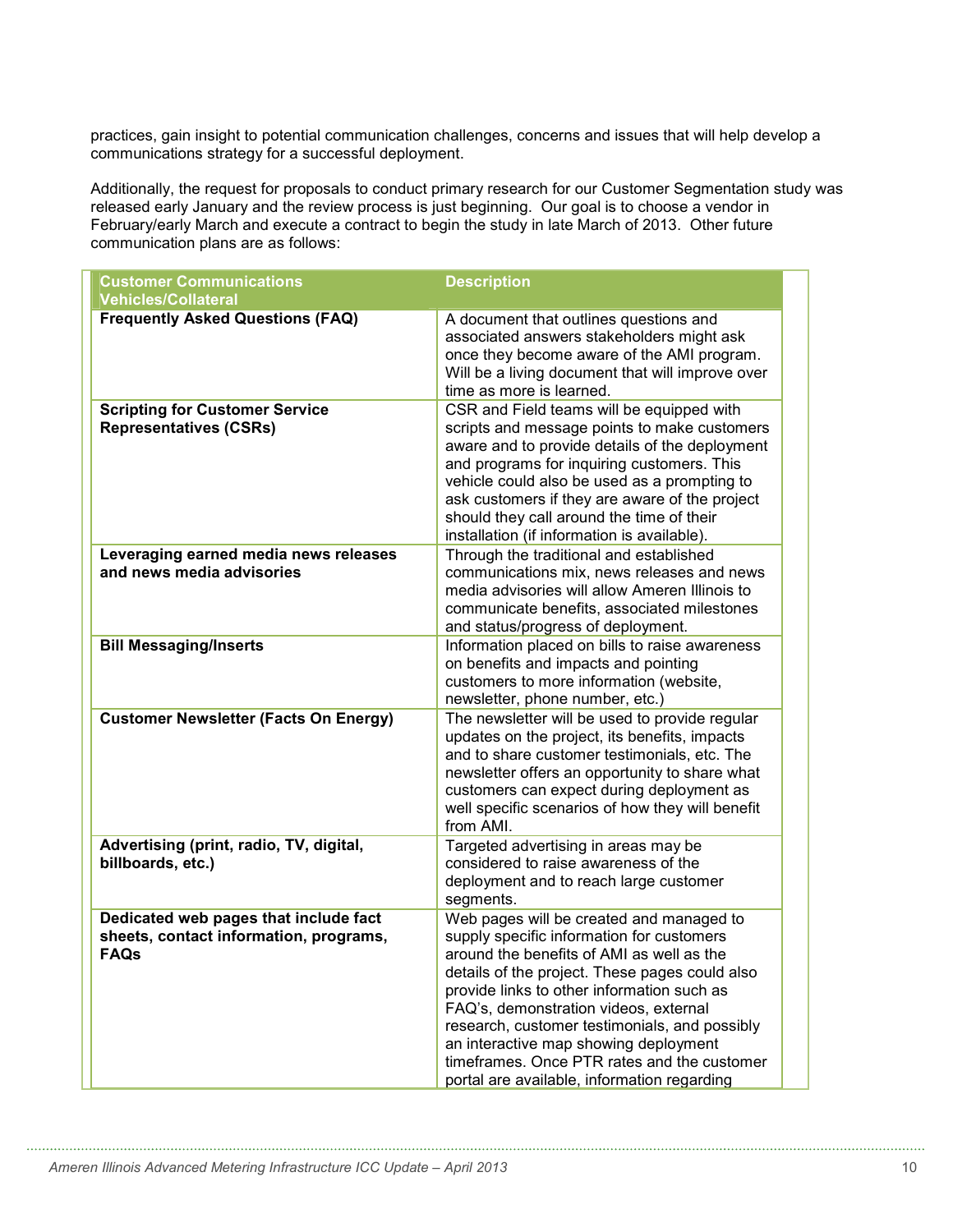practices, gain insight to potential communication challenges, concerns and issues that will help develop a communications strategy for a successful deployment.

Additionally, the request for proposals to conduct primary research for our Customer Segmentation study was released early January and the review process is just beginning. Our goal is to choose a vendor in February/early March and execute a contract to begin the study in late March of 2013. Other future communication plans are as follows:

| Customer Communications Vehicles/Collateral | Description |
|---|---|
| **Frequently Asked Questions (FAQ)** | A document that outlines questions and associated answers stakeholders might ask once they become aware of the AMI program. Will be a living document that will improve over time as more is learned. |
| **Scripting for Customer Service Representatives (CSRs)** | CSR and Field teams will be equipped with scripts and message points to make customers aware and to provide details of the deployment and programs for inquiring customers. This vehicle could also be used as a prompting to ask customers if they are aware of the project should they call around the time of their installation (if information is available). |
| **Leveraging earned media news releases and news media advisories** | Through the traditional and established communications mix, news releases and news media advisories will allow Ameren Illinois to communicate benefits, associated milestones and status/progress of deployment. |
| **Bill Messaging/Inserts** | Information placed on bills to raise awareness on benefits and impacts and pointing customers to more information (website, newsletter, phone number, etc.) |
| **Customer Newsletter (Facts On Energy)** | The newsletter will be used to provide regular updates on the project, its benefits, impacts and to share customer testimonials, etc. The newsletter offers an opportunity to share what customers can expect during deployment as well specific scenarios of how they will benefit from AMI. |
| **Advertising (print, radio, TV, digital, billboards, etc.)** | Targeted advertising in areas may be considered to raise awareness of the deployment and to reach large customer segments. |
| **Dedicated web pages that include fact sheets, contact information, programs, FAQs** | Web pages will be created and managed to supply specific information for customers around the benefits of AMI as well as the details of the project. These pages could also provide links to other information such as FAQ's, demonstration videos, external research, customer testimonials, and possibly an interactive map showing deployment timeframes. Once PTR rates and the customer portal are available, information regarding |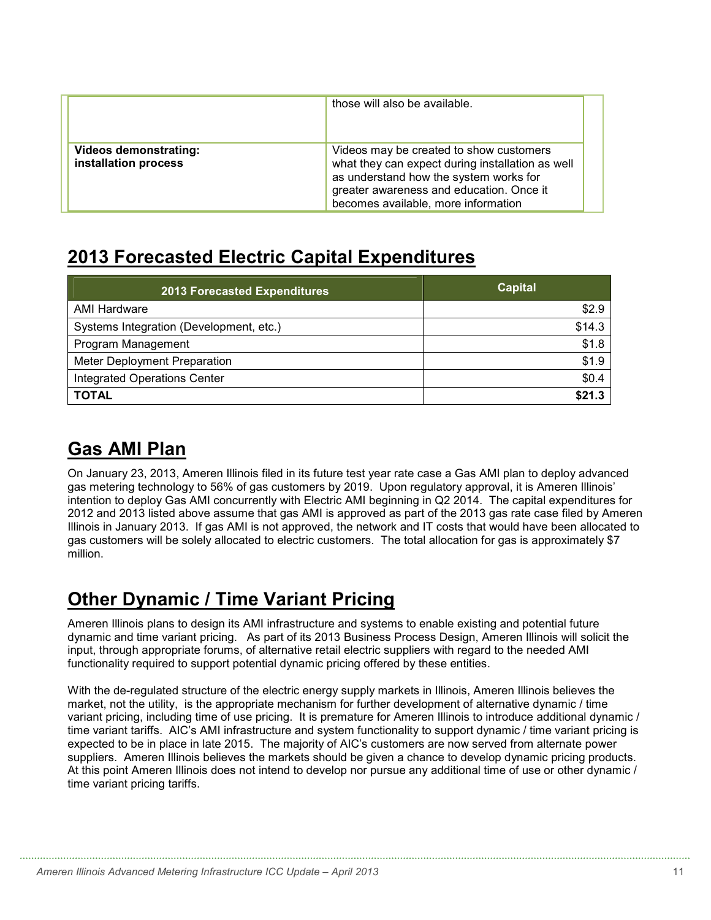| | |
|---|---|
| | those will also be available. |
| **Videos demonstrating: installation process** | Videos may be created to show customers what they can expect during installation as well as understand how the system works for greater awareness and education. Once it becomes available, more information |

## 2013 Forecasted Electric Capital Expenditures

| 2013 Forecasted Expenditures | Capital |
|---|---:|
| AMI Hardware | $2.9 |
| Systems Integration (Development, etc.) | $14.3 |
| Program Management | $1.8 |
| Meter Deployment Preparation | $1.9 |
| Integrated Operations Center | $0.4 |
| **TOTAL** | **$21.3** |

## Gas AMI Plan

On January 23, 2013, Ameren Illinois filed in its future test year rate case a Gas AMI plan to deploy advanced gas metering technology to 56% of gas customers by 2019. Upon regulatory approval, it is Ameren Illinois' intention to deploy Gas AMI concurrently with Electric AMI beginning in Q2 2014. The capital expenditures for 2012 and 2013 listed above assume that gas AMI is approved as part of the 2013 gas rate case filed by Ameren Illinois in January 2013. If gas AMI is not approved, the network and IT costs that would have been allocated to gas customers will be solely allocated to electric customers. The total allocation for gas is approximately $7 million.

## Other Dynamic / Time Variant Pricing

Ameren Illinois plans to design its AMI infrastructure and systems to enable existing and potential future dynamic and time variant pricing. As part of its 2013 Business Process Design, Ameren Illinois will solicit the input, through appropriate forums, of alternative retail electric suppliers with regard to the needed AMI functionality required to support potential dynamic pricing offered by these entities.

With the de-regulated structure of the electric energy supply markets in Illinois, Ameren Illinois believes the market, not the utility, is the appropriate mechanism for further development of alternative dynamic / time variant pricing, including time of use pricing. It is premature for Ameren Illinois to introduce additional dynamic / time variant tariffs. AIC's AMI infrastructure and system functionality to support dynamic / time variant pricing is expected to be in place in late 2015. The majority of AIC's customers are now served from alternate power suppliers. Ameren Illinois believes the markets should be given a chance to develop dynamic pricing products. At this point Ameren Illinois does not intend to develop nor pursue any additional time of use or other dynamic / time variant pricing tariffs.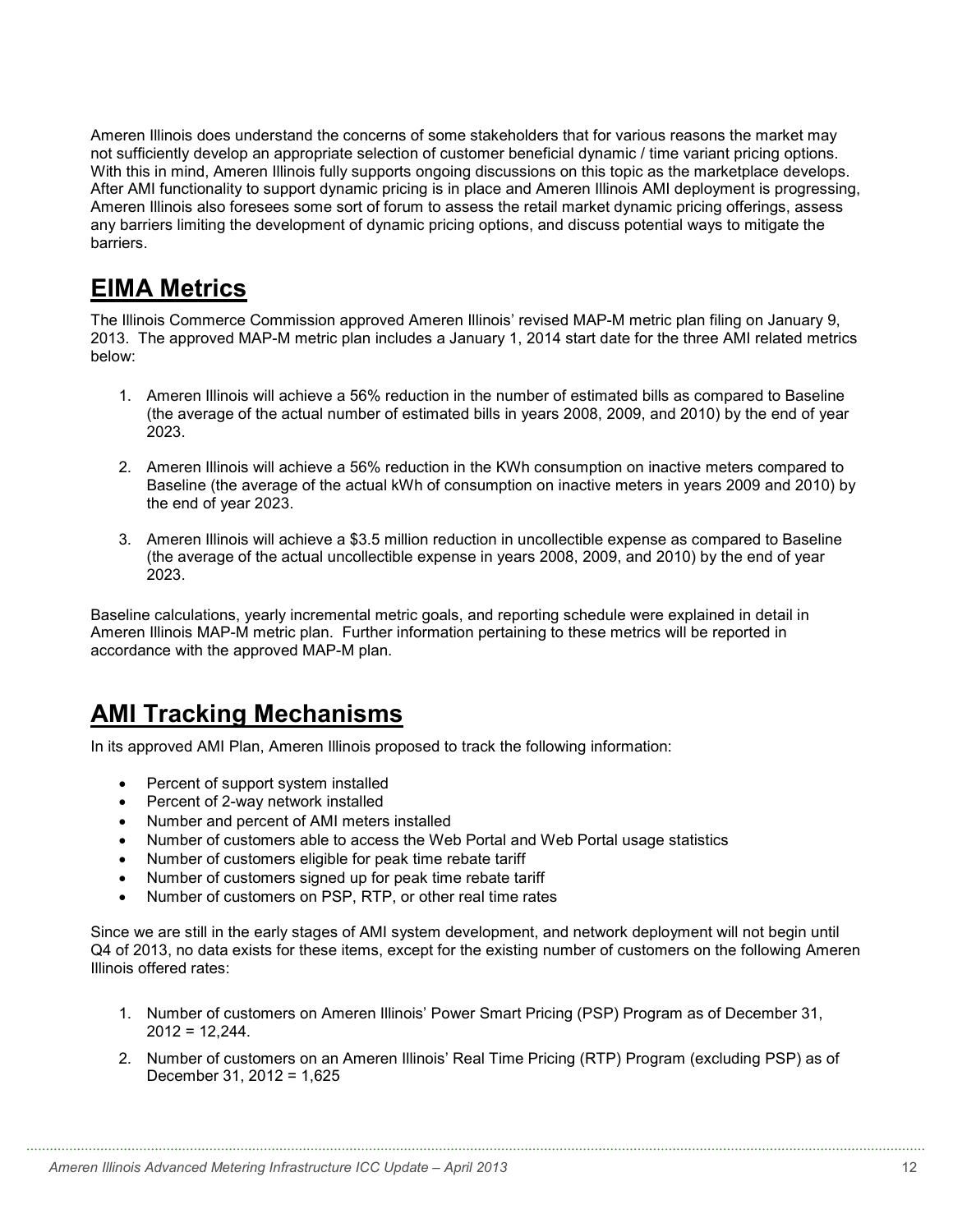Ameren Illinois does understand the concerns of some stakeholders that for various reasons the market may not sufficiently develop an appropriate selection of customer beneficial dynamic / time variant pricing options. With this in mind, Ameren Illinois fully supports ongoing discussions on this topic as the marketplace develops. After AMI functionality to support dynamic pricing is in place and Ameren Illinois AMI deployment is progressing, Ameren Illinois also foresees some sort of forum to assess the retail market dynamic pricing offerings, assess any barriers limiting the development of dynamic pricing options, and discuss potential ways to mitigate the barriers.

# EIMA Metrics

The Illinois Commerce Commission approved Ameren Illinois' revised MAP-M metric plan filing on January 9, 2013. The approved MAP-M metric plan includes a January 1, 2014 start date for the three AMI related metrics below:

1. Ameren Illinois will achieve a 56% reduction in the number of estimated bills as compared to Baseline (the average of the actual number of estimated bills in years 2008, 2009, and 2010) by the end of year 2023.

2. Ameren Illinois will achieve a 56% reduction in the KWh consumption on inactive meters compared to Baseline (the average of the actual kWh of consumption on inactive meters in years 2009 and 2010) by the end of year 2023.

3. Ameren Illinois will achieve a $3.5 million reduction in uncollectible expense as compared to Baseline (the average of the actual uncollectible expense in years 2008, 2009, and 2010) by the end of year 2023.

Baseline calculations, yearly incremental metric goals, and reporting schedule were explained in detail in Ameren Illinois MAP-M metric plan. Further information pertaining to these metrics will be reported in accordance with the approved MAP-M plan.

# AMI Tracking Mechanisms

In its approved AMI Plan, Ameren Illinois proposed to track the following information:

- Percent of support system installed
- Percent of 2-way network installed
- Number and percent of AMI meters installed
- Number of customers able to access the Web Portal and Web Portal usage statistics
- Number of customers eligible for peak time rebate tariff
- Number of customers signed up for peak time rebate tariff
- Number of customers on PSP, RTP, or other real time rates

Since we are still in the early stages of AMI system development, and network deployment will not begin until Q4 of 2013, no data exists for these items, except for the existing number of customers on the following Ameren Illinois offered rates:

1. Number of customers on Ameren Illinois' Power Smart Pricing (PSP) Program as of December 31, 2012 = 12,244.

2. Number of customers on an Ameren Illinois' Real Time Pricing (RTP) Program (excluding PSP) as of December 31, 2012 = 1,625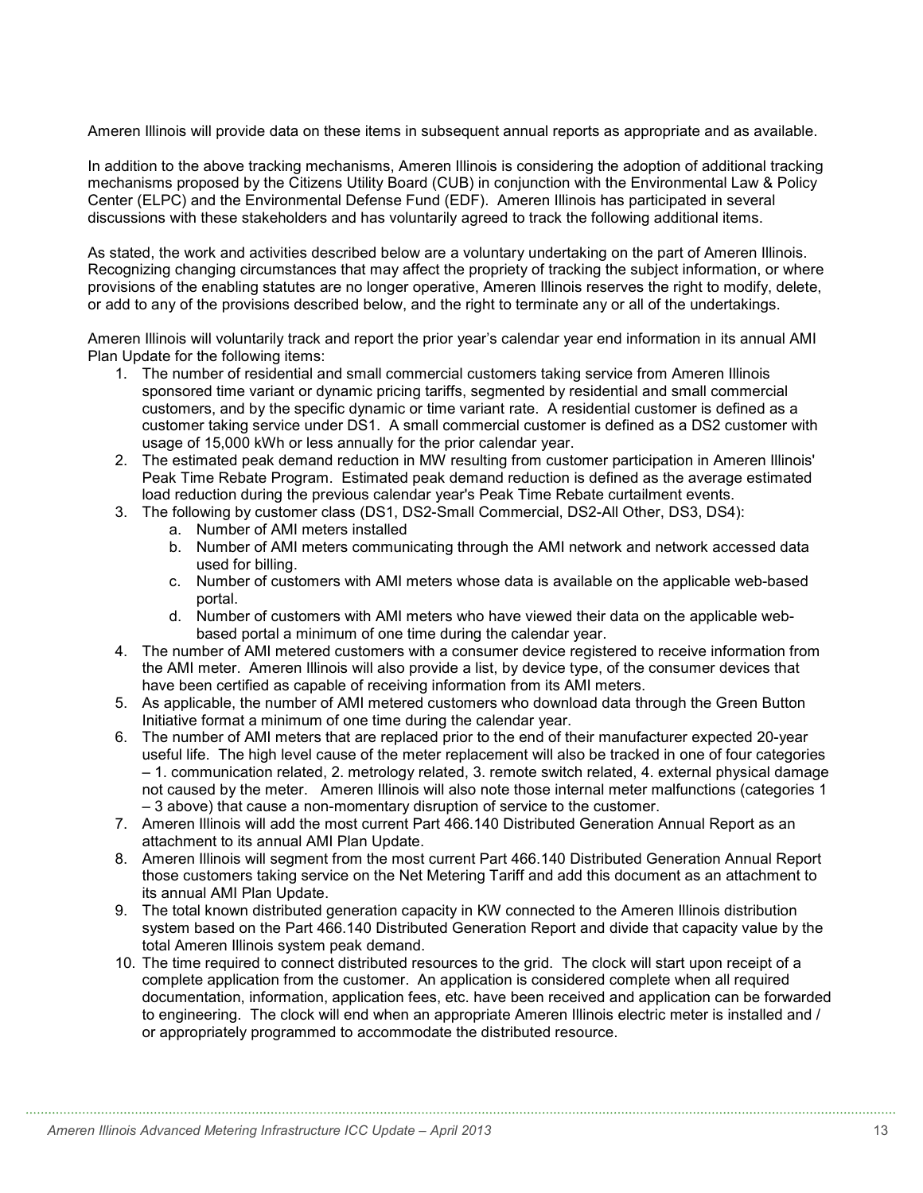Ameren Illinois will provide data on these items in subsequent annual reports as appropriate and as available.

In addition to the above tracking mechanisms, Ameren Illinois is considering the adoption of additional tracking mechanisms proposed by the Citizens Utility Board (CUB) in conjunction with the Environmental Law & Policy Center (ELPC) and the Environmental Defense Fund (EDF). Ameren Illinois has participated in several discussions with these stakeholders and has voluntarily agreed to track the following additional items.

As stated, the work and activities described below are a voluntary undertaking on the part of Ameren Illinois. Recognizing changing circumstances that may affect the propriety of tracking the subject information, or where provisions of the enabling statutes are no longer operative, Ameren Illinois reserves the right to modify, delete, or add to any of the provisions described below, and the right to terminate any or all of the undertakings.

Ameren Illinois will voluntarily track and report the prior year's calendar year end information in its annual AMI Plan Update for the following items:

1. The number of residential and small commercial customers taking service from Ameren Illinois sponsored time variant or dynamic pricing tariffs, segmented by residential and small commercial customers, and by the specific dynamic or time variant rate. A residential customer is defined as a customer taking service under DS1. A small commercial customer is defined as a DS2 customer with usage of 15,000 kWh or less annually for the prior calendar year.
2. The estimated peak demand reduction in MW resulting from customer participation in Ameren Illinois' Peak Time Rebate Program. Estimated peak demand reduction is defined as the average estimated load reduction during the previous calendar year's Peak Time Rebate curtailment events.
3. The following by customer class (DS1, DS2-Small Commercial, DS2-All Other, DS3, DS4):
   a. Number of AMI meters installed
   b. Number of AMI meters communicating through the AMI network and network accessed data used for billing.
   c. Number of customers with AMI meters whose data is available on the applicable web-based portal.
   d. Number of customers with AMI meters who have viewed their data on the applicable web-based portal a minimum of one time during the calendar year.
4. The number of AMI metered customers with a consumer device registered to receive information from the AMI meter. Ameren Illinois will also provide a list, by device type, of the consumer devices that have been certified as capable of receiving information from its AMI meters.
5. As applicable, the number of AMI metered customers who download data through the Green Button Initiative format a minimum of one time during the calendar year.
6. The number of AMI meters that are replaced prior to the end of their manufacturer expected 20-year useful life. The high level cause of the meter replacement will also be tracked in one of four categories – 1. communication related, 2. metrology related, 3. remote switch related, 4. external physical damage not caused by the meter. Ameren Illinois will also note those internal meter malfunctions (categories 1 – 3 above) that cause a non-momentary disruption of service to the customer.
7. Ameren Illinois will add the most current Part 466.140 Distributed Generation Annual Report as an attachment to its annual AMI Plan Update.
8. Ameren Illinois will segment from the most current Part 466.140 Distributed Generation Annual Report those customers taking service on the Net Metering Tariff and add this document as an attachment to its annual AMI Plan Update.
9. The total known distributed generation capacity in KW connected to the Ameren Illinois distribution system based on the Part 466.140 Distributed Generation Report and divide that capacity value by the total Ameren Illinois system peak demand.
10. The time required to connect distributed resources to the grid. The clock will start upon receipt of a complete application from the customer. An application is considered complete when all required documentation, information, application fees, etc. have been received and application can be forwarded to engineering. The clock will end when an appropriate Ameren Illinois electric meter is installed and / or appropriately programmed to accommodate the distributed resource.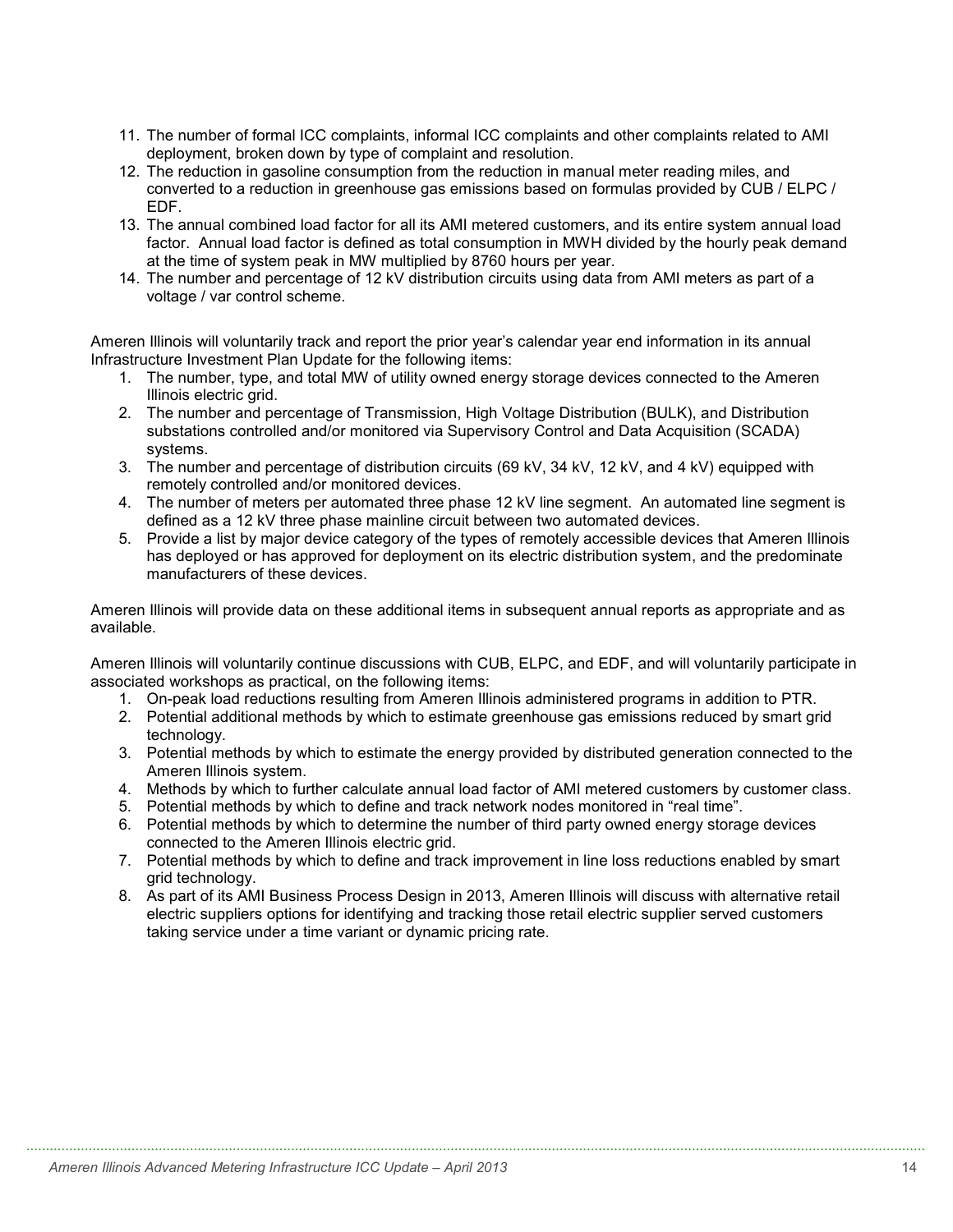11. The number of formal ICC complaints, informal ICC complaints and other complaints related to AMI deployment, broken down by type of complaint and resolution.
12. The reduction in gasoline consumption from the reduction in manual meter reading miles, and converted to a reduction in greenhouse gas emissions based on formulas provided by CUB / ELPC / EDF.
13. The annual combined load factor for all its AMI metered customers, and its entire system annual load factor. Annual load factor is defined as total consumption in MWH divided by the hourly peak demand at the time of system peak in MW multiplied by 8760 hours per year.
14. The number and percentage of 12 kV distribution circuits using data from AMI meters as part of a voltage / var control scheme.

Ameren Illinois will voluntarily track and report the prior year's calendar year end information in its annual Infrastructure Investment Plan Update for the following items:

1. The number, type, and total MW of utility owned energy storage devices connected to the Ameren Illinois electric grid.
2. The number and percentage of Transmission, High Voltage Distribution (BULK), and Distribution substations controlled and/or monitored via Supervisory Control and Data Acquisition (SCADA) systems.
3. The number and percentage of distribution circuits (69 kV, 34 kV, 12 kV, and 4 kV) equipped with remotely controlled and/or monitored devices.
4. The number of meters per automated three phase 12 kV line segment. An automated line segment is defined as a 12 kV three phase mainline circuit between two automated devices.
5. Provide a list by major device category of the types of remotely accessible devices that Ameren Illinois has deployed or has approved for deployment on its electric distribution system, and the predominate manufacturers of these devices.

Ameren Illinois will provide data on these additional items in subsequent annual reports as appropriate and as available.

Ameren Illinois will voluntarily continue discussions with CUB, ELPC, and EDF, and will voluntarily participate in associated workshops as practical, on the following items:

1. On-peak load reductions resulting from Ameren Illinois administered programs in addition to PTR.
2. Potential additional methods by which to estimate greenhouse gas emissions reduced by smart grid technology.
3. Potential methods by which to estimate the energy provided by distributed generation connected to the Ameren Illinois system.
4. Methods by which to further calculate annual load factor of AMI metered customers by customer class.
5. Potential methods by which to define and track network nodes monitored in "real time".
6. Potential methods by which to determine the number of third party owned energy storage devices connected to the Ameren Illinois electric grid.
7. Potential methods by which to define and track improvement in line loss reductions enabled by smart grid technology.
8. As part of its AMI Business Process Design in 2013, Ameren Illinois will discuss with alternative retail electric suppliers options for identifying and tracking those retail electric supplier served customers taking service under a time variant or dynamic pricing rate.